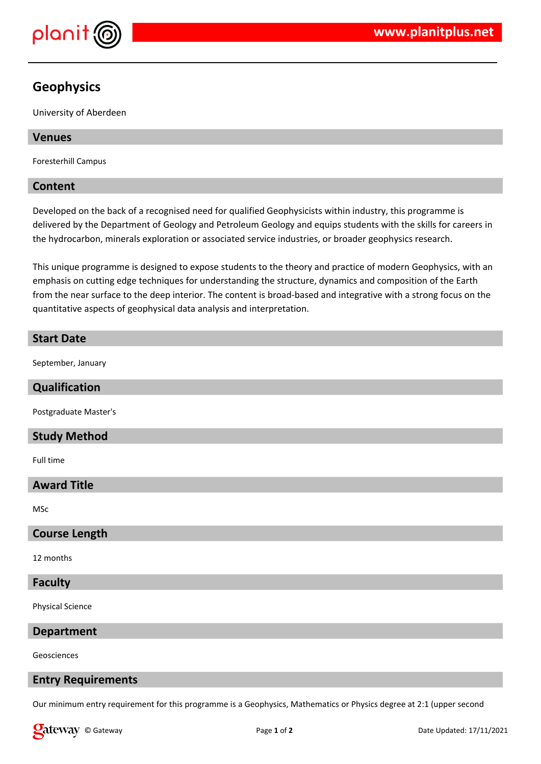# Geophysics

University of Aberdeen

## Venues

Foresterhill Campus

## Content

Developed on the back of a recognised need for qualified Geophysicists within industry, this programme is delivered by the Department of Geology and Petroleum Geology and equips students with the skills for careers in the hydrocarbon, minerals exploration or associated service industries, or broader geophysics research.

This unique programme is designed to expose students to the theory and practice of modern Geophysics, with an emphasis on cutting edge techniques for understanding the structure, dynamics and composition of the Earth from the near surface to the deep interior. The content is broad-based and integrative with a strong focus on the quantitative aspects of geophysical data analysis and interpretation.

## Start Date

September, January

## Qualification

Postgraduate Master's

## Study Method

Full time

## Award Title

MSc

## Course Length

12 months

## Faculty

Physical Science

## Department

Geosciences

## Entry Requirements

Our minimum entry requirement for this programme is a Geophysics, Mathematics or Physics degree at 2:1 (upper second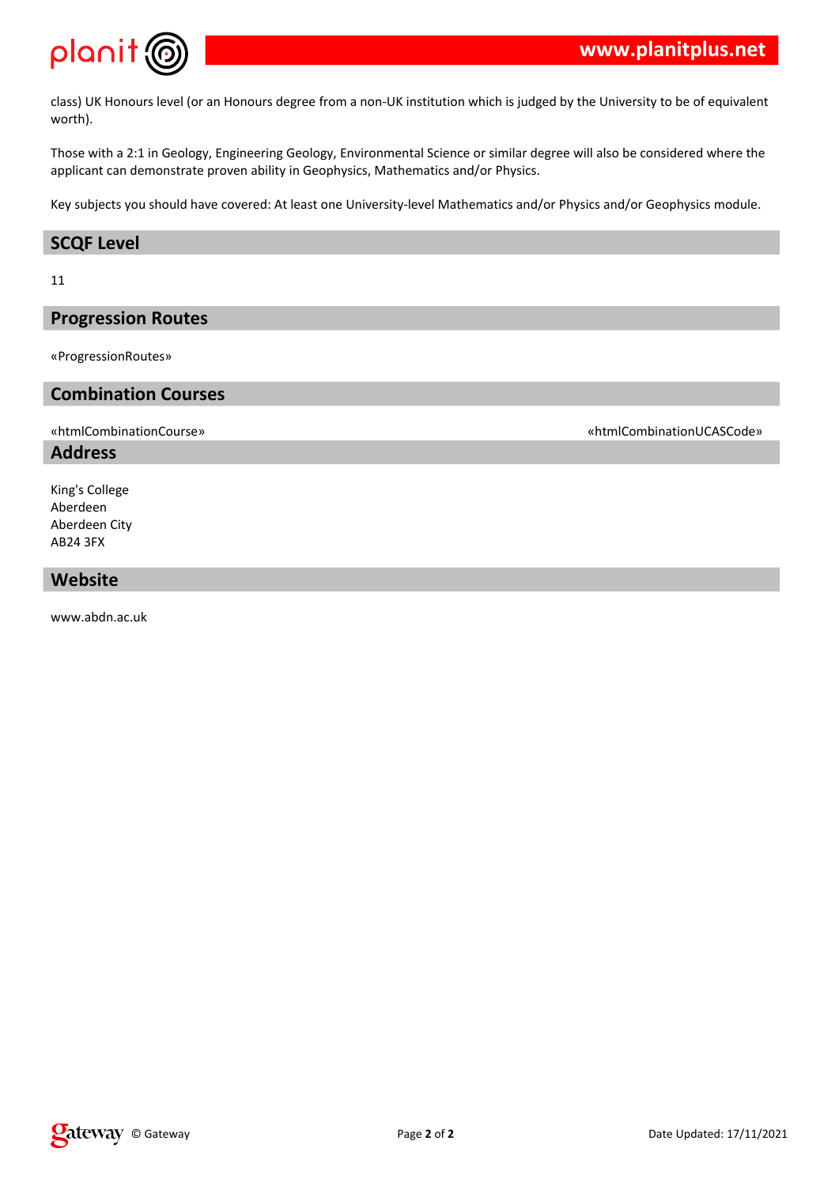class) UK Honours level (or an Honours degree from a non-UK institution which is judged by the University to be of equivalent worth).

Those with a 2:1 in Geology, Engineering Geology, Environmental Science or similar degree will also be considered where the applicant can demonstrate proven ability in Geophysics, Mathematics and/or Physics.

Key subjects you should have covered: At least one University-level Mathematics and/or Physics and/or Geophysics module.

## SCQF Level

11

## Progression Routes

«ProgressionRoutes»

## Combination Courses

«htmlCombinationCourse» «htmlCombinationUCASCode»

## Address

King's College
Aberdeen
Aberdeen City
AB24 3FX

## Website

www.abdn.ac.uk